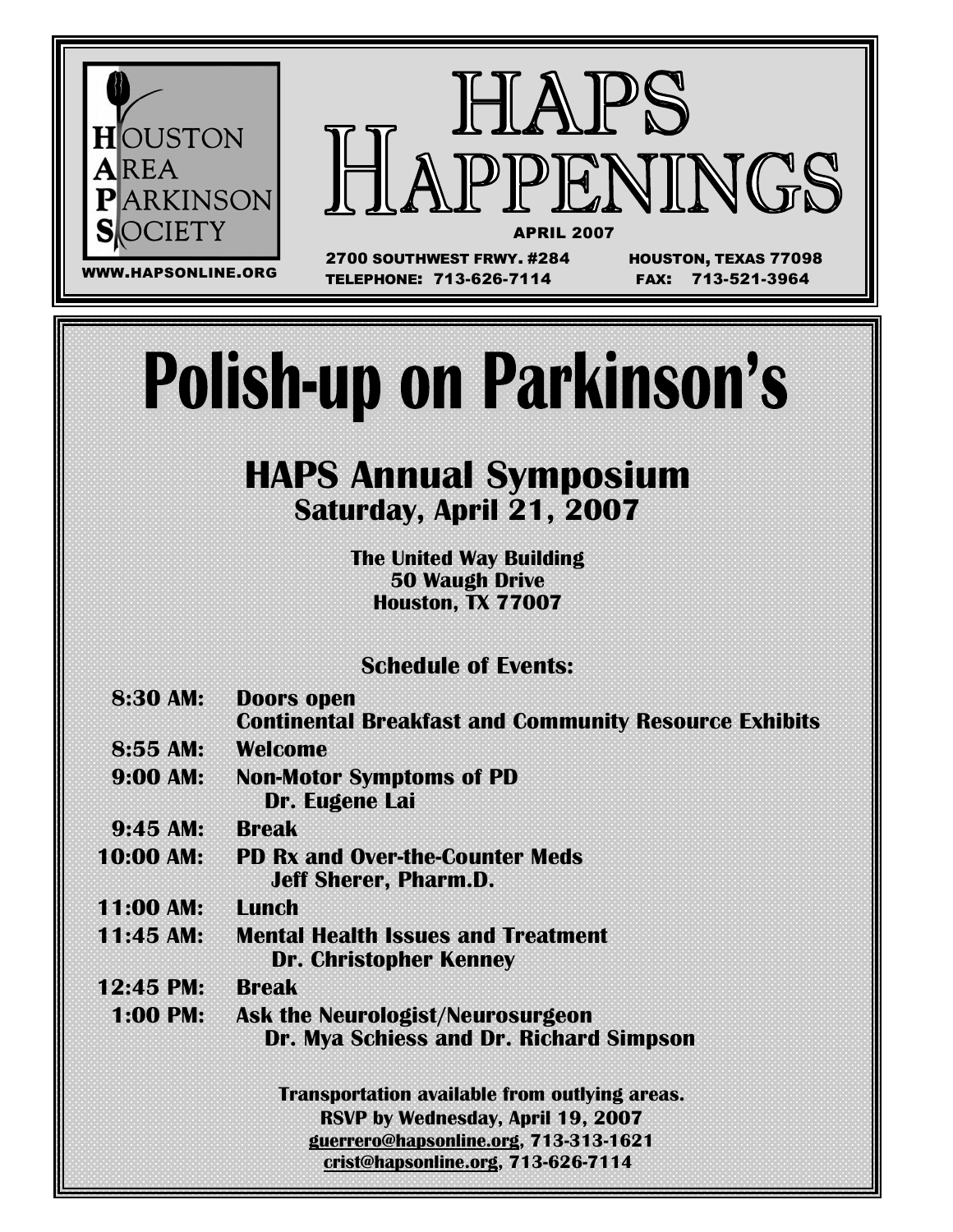HOUSTON AREA PARKINSON SOCIETY

WWW.HAPSONLINE.ORG

# HAPS HAPPENINGS

APRIL 2007

2700 SOUTHWEST FRWY. #284 HOUSTON, TEXAS 77098
TELEPHONE: 713-626-7114 FAX: 713-521-3964

# Polish-up on Parkinson's

## HAPS Annual Symposium

### Saturday, April 21, 2007

**The United Way Building**
**50 Waugh Drive**
**Houston, TX 77007**

**Schedule of Events:**

| | |
|---|---|
| **8:30 AM:** | **Doors open**<br>**Continental Breakfast and Community Resource Exhibits** |
| **8:55 AM:** | **Welcome** |
| **9:00 AM:** | **Non-Motor Symptoms of PD**<br>**Dr. Eugene Lai** |
| **9:45 AM:** | **Break** |
| **10:00 AM:** | **PD Rx and Over-the-Counter Meds**<br>**Jeff Sherer, Pharm.D.** |
| **11:00 AM:** | **Lunch** |
| **11:45 AM:** | **Mental Health Issues and Treatment**<br>**Dr. Christopher Kenney** |
| **12:45 PM:** | **Break** |
| **1:00 PM:** | **Ask the Neurologist/Neurosurgeon**<br>**Dr. Mya Schiess and Dr. Richard Simpson** |

**Transportation available from outlying areas.**
**RSVP by Wednesday, April 19, 2007**
**guerrero@hapsonline.org, 713-313-1621**
**crist@hapsonline.org, 713-626-7114**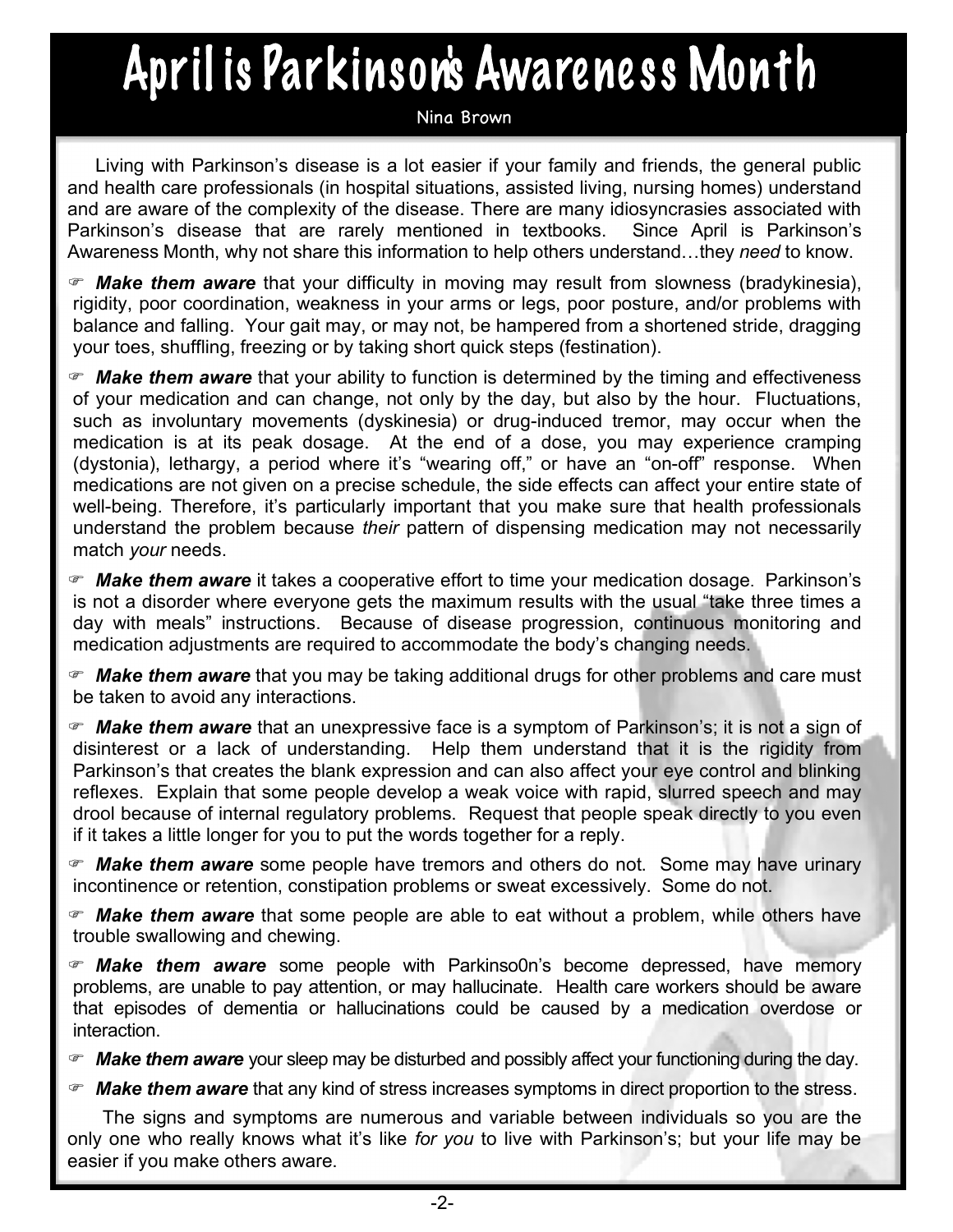# April is Parkinson's Awareness Month

Nina Brown

Living with Parkinson's disease is a lot easier if your family and friends, the general public and health care professionals (in hospital situations, assisted living, nursing homes) understand and are aware of the complexity of the disease. There are many idiosyncrasies associated with Parkinson's disease that are rarely mentioned in textbooks. Since April is Parkinson's Awareness Month, why not share this information to help others understand…they *need* to know.

☞ ***Make them aware*** that your difficulty in moving may result from slowness (bradykinesia), rigidity, poor coordination, weakness in your arms or legs, poor posture, and/or problems with balance and falling. Your gait may, or may not, be hampered from a shortened stride, dragging your toes, shuffling, freezing or by taking short quick steps (festination).

☞ ***Make them aware*** that your ability to function is determined by the timing and effectiveness of your medication and can change, not only by the day, but also by the hour. Fluctuations, such as involuntary movements (dyskinesia) or drug-induced tremor, may occur when the medication is at its peak dosage. At the end of a dose, you may experience cramping (dystonia), lethargy, a period where it's "wearing off," or have an "on-off" response. When medications are not given on a precise schedule, the side effects can affect your entire state of well-being. Therefore, it's particularly important that you make sure that health professionals understand the problem because *their* pattern of dispensing medication may not necessarily match *your* needs.

☞ ***Make them aware*** it takes a cooperative effort to time your medication dosage. Parkinson's is not a disorder where everyone gets the maximum results with the usual "take three times a day with meals" instructions. Because of disease progression, continuous monitoring and medication adjustments are required to accommodate the body's changing needs.

☞ ***Make them aware*** that you may be taking additional drugs for other problems and care must be taken to avoid any interactions.

☞ ***Make them aware*** that an unexpressive face is a symptom of Parkinson's; it is not a sign of disinterest or a lack of understanding. Help them understand that it is the rigidity from Parkinson's that creates the blank expression and can also affect your eye control and blinking reflexes. Explain that some people develop a weak voice with rapid, slurred speech and may drool because of internal regulatory problems. Request that people speak directly to you even if it takes a little longer for you to put the words together for a reply.

☞ ***Make them aware*** some people have tremors and others do not. Some may have urinary incontinence or retention, constipation problems or sweat excessively. Some do not.

☞ ***Make them aware*** that some people are able to eat without a problem, while others have trouble swallowing and chewing.

☞ ***Make them aware*** some people with Parkinso0n's become depressed, have memory problems, are unable to pay attention, or may hallucinate. Health care workers should be aware that episodes of dementia or hallucinations could be caused by a medication overdose or interaction.

☞ ***Make them aware*** your sleep may be disturbed and possibly affect your functioning during the day.

☞ ***Make them aware*** that any kind of stress increases symptoms in direct proportion to the stress.

The signs and symptoms are numerous and variable between individuals so you are the only one who really knows what it's like *for you* to live with Parkinson's; but your life may be easier if you make others aware.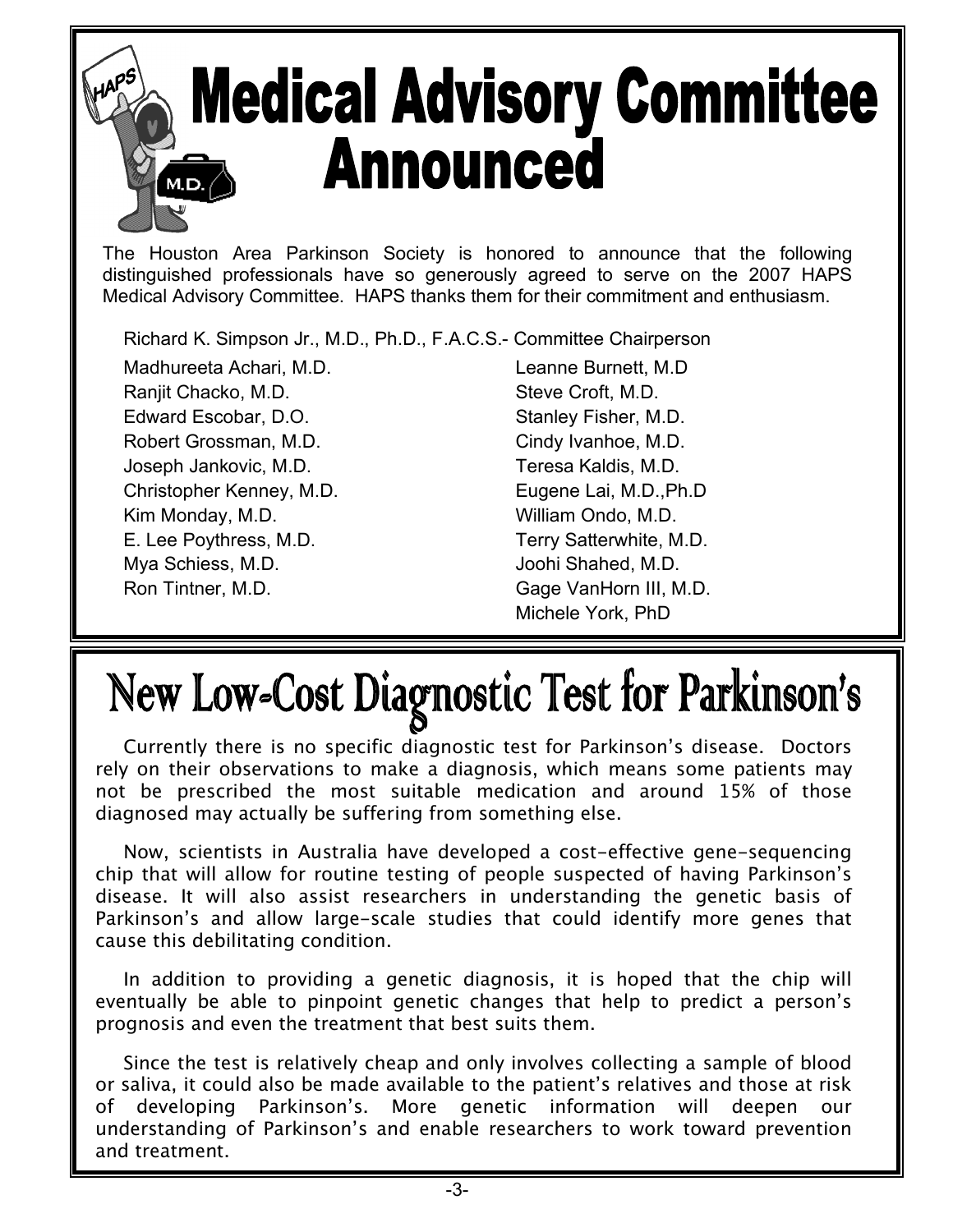# Medical Advisory Committee Announced

The Houston Area Parkinson Society is honored to announce that the following distinguished professionals have so generously agreed to serve on the 2007 HAPS Medical Advisory Committee. HAPS thanks them for their commitment and enthusiasm.

Richard K. Simpson Jr., M.D., Ph.D., F.A.C.S.- Committee Chairperson

Madhureeta Achari, M.D.
Ranjit Chacko, M.D.
Edward Escobar, D.O.
Robert Grossman, M.D.
Joseph Jankovic, M.D.
Christopher Kenney, M.D.
Kim Monday, M.D.
E. Lee Poythress, M.D.
Mya Schiess, M.D.
Ron Tintner, M.D.
Leanne Burnett, M.D
Steve Croft, M.D.
Stanley Fisher, M.D.
Cindy Ivanhoe, M.D.
Teresa Kaldis, M.D.
Eugene Lai, M.D.,Ph.D
William Ondo, M.D.
Terry Satterwhite, M.D.
Joohi Shahed, M.D.
Gage VanHorn III, M.D.
Michele York, PhD

# New Low-Cost Diagnostic Test for Parkinson's

Currently there is no specific diagnostic test for Parkinson's disease. Doctors rely on their observations to make a diagnosis, which means some patients may not be prescribed the most suitable medication and around 15% of those diagnosed may actually be suffering from something else.

Now, scientists in Australia have developed a cost-effective gene-sequencing chip that will allow for routine testing of people suspected of having Parkinson's disease. It will also assist researchers in understanding the genetic basis of Parkinson's and allow large-scale studies that could identify more genes that cause this debilitating condition.

In addition to providing a genetic diagnosis, it is hoped that the chip will eventually be able to pinpoint genetic changes that help to predict a person's prognosis and even the treatment that best suits them.

Since the test is relatively cheap and only involves collecting a sample of blood or saliva, it could also be made available to the patient's relatives and those at risk of developing Parkinson's. More genetic information will deepen our understanding of Parkinson's and enable researchers to work toward prevention and treatment.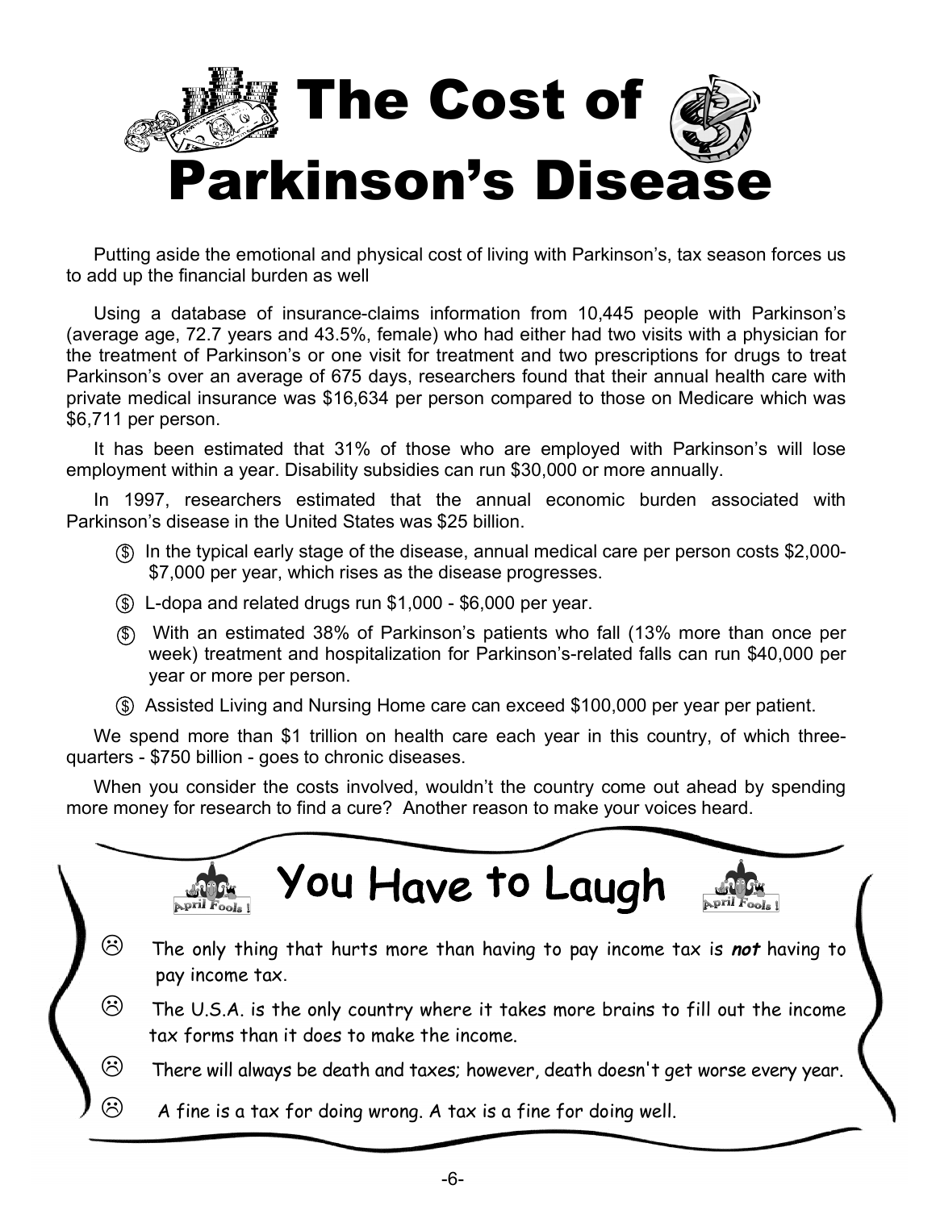# The Cost of Parkinson's Disease

Putting aside the emotional and physical cost of living with Parkinson's, tax season forces us to add up the financial burden as well

Using a database of insurance-claims information from 10,445 people with Parkinson's (average age, 72.7 years and 43.5%, female) who had either had two visits with a physician for the treatment of Parkinson's or one visit for treatment and two prescriptions for drugs to treat Parkinson's over an average of 675 days, researchers found that their annual health care with private medical insurance was $16,634 per person compared to those on Medicare which was $6,711 per person.

It has been estimated that 31% of those who are employed with Parkinson's will lose employment within a year. Disability subsidies can run $30,000 or more annually.

In 1997, researchers estimated that the annual economic burden associated with Parkinson's disease in the United States was $25 billion.

- In the typical early stage of the disease, annual medical care per person costs $2,000-$7,000 per year, which rises as the disease progresses.
- L-dopa and related drugs run $1,000 - $6,000 per year.
- With an estimated 38% of Parkinson's patients who fall (13% more than once per week) treatment and hospitalization for Parkinson's-related falls can run $40,000 per year or more per person.
- Assisted Living and Nursing Home care can exceed $100,000 per year per patient.

We spend more than $1 trillion on health care each year in this country, of which three-quarters - $750 billion - goes to chronic diseases.

When you consider the costs involved, wouldn't the country come out ahead by spending more money for research to find a cure? Another reason to make your voices heard.

## You Have to Laugh

- The only thing that hurts more than having to pay income tax is ***not*** having to pay income tax.
- The U.S.A. is the only country where it takes more brains to fill out the income tax forms than it does to make the income.
- There will always be death and taxes; however, death doesn't get worse every year.
- A fine is a tax for doing wrong. A tax is a fine for doing well.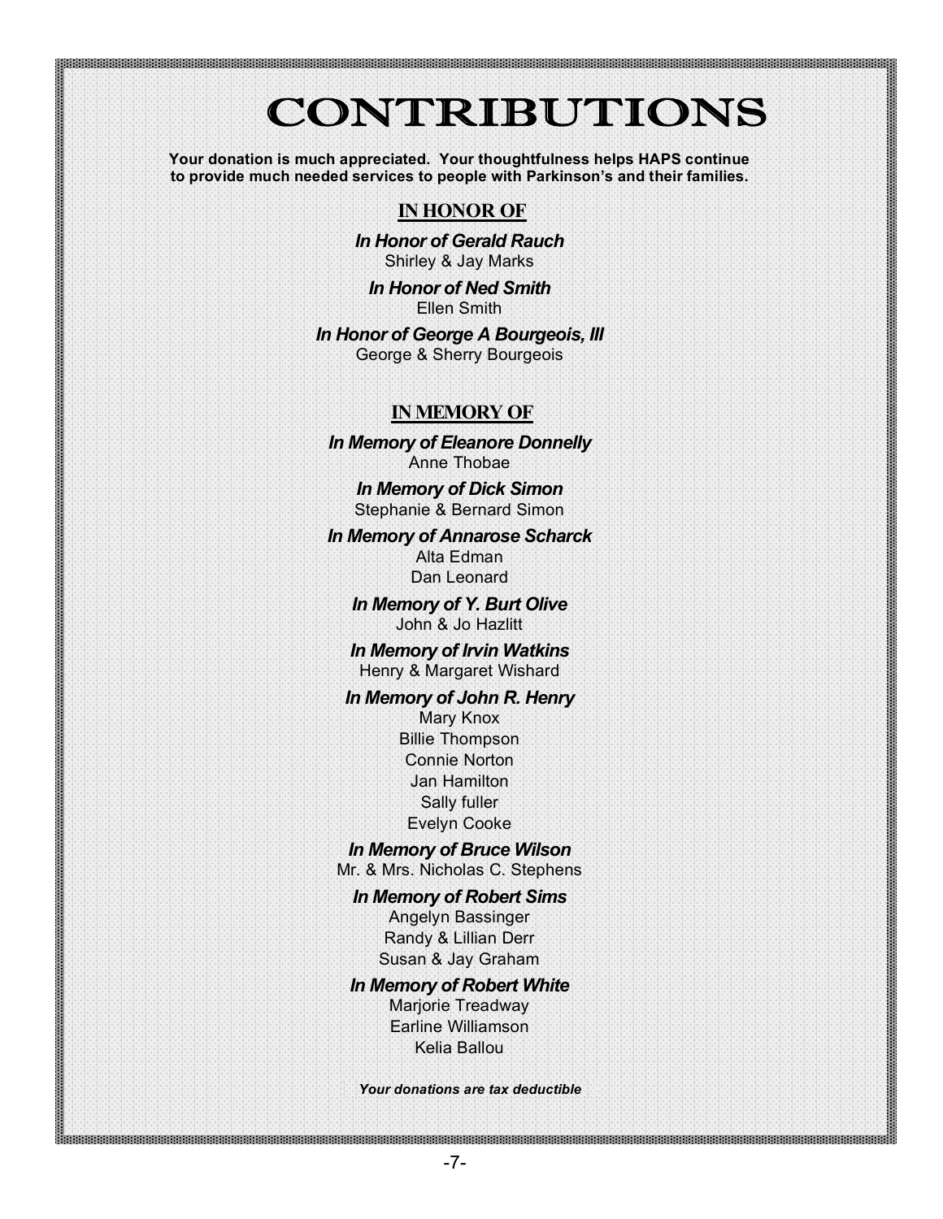# CONTRIBUTIONS

**Your donation is much appreciated. Your thoughtfulness helps HAPS continue to provide much needed services to people with Parkinson's and their families.**

## IN HONOR OF

***In Honor of Gerald Rauch***
Shirley & Jay Marks

***In Honor of Ned Smith***
Ellen Smith

***In Honor of George A Bourgeois, III***
George & Sherry Bourgeois

## IN MEMORY OF

***In Memory of Eleanore Donnelly***
Anne Thobae

***In Memory of Dick Simon***
Stephanie & Bernard Simon

***In Memory of Annarose Scharck***
Alta Edman
Dan Leonard

***In Memory of Y. Burt Olive***
John & Jo Hazlitt

***In Memory of Irvin Watkins***
Henry & Margaret Wishard

***In Memory of John R. Henry***
Mary Knox
Billie Thompson
Connie Norton
Jan Hamilton
Sally fuller
Evelyn Cooke

***In Memory of Bruce Wilson***
Mr. & Mrs. Nicholas C. Stephens

***In Memory of Robert Sims***
Angelyn Bassinger
Randy & Lillian Derr
Susan & Jay Graham

***In Memory of Robert White***
Marjorie Treadway
Earline Williamson
Kelia Ballou

***Your donations are tax deductible***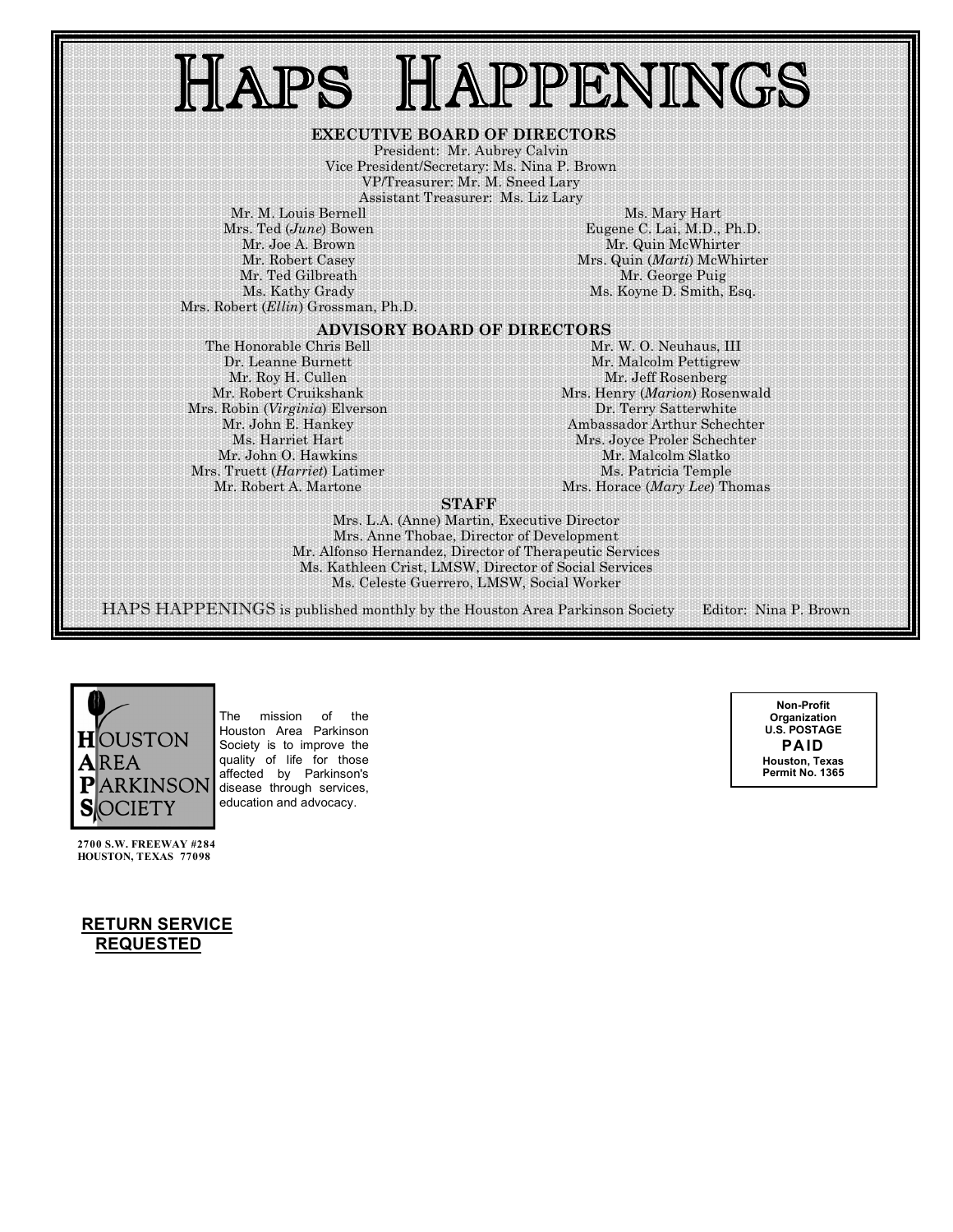# HAPS HAPPENINGS

## EXECUTIVE BOARD OF DIRECTORS

President: Mr. Aubrey Calvin
Vice President/Secretary: Ms. Nina P. Brown
VP/Treasurer: Mr. M. Sneed Lary
Assistant Treasurer: Ms. Liz Lary

Mr. M. Louis Bernell
Mrs. Ted (*June*) Bowen
Mr. Joe A. Brown
Mr. Robert Casey
Mr. Ted Gilbreath
Ms. Kathy Grady
Mrs. Robert (*Ellin*) Grossman, Ph.D.
Ms. Mary Hart
Eugene C. Lai, M.D., Ph.D.
Mr. Quin McWhirter
Mrs. Quin (*Marti*) McWhirter
Mr. George Puig
Ms. Koyne D. Smith, Esq.

## ADVISORY BOARD OF DIRECTORS

The Honorable Chris Bell
Dr. Leanne Burnett
Mr. Roy H. Cullen
Mr. Robert Cruikshank
Mrs. Robin (*Virginia*) Elverson
Mr. John E. Hankey
Ms. Harriet Hart
Mr. John O. Hawkins
Mrs. Truett (*Harriet*) Latimer
Mr. Robert A. Martone
Mr. W. O. Neuhaus, III
Mr. Malcolm Pettigrew
Mr. Jeff Rosenberg
Mrs. Henry (*Marion*) Rosenwald
Dr. Terry Satterwhite
Ambassador Arthur Schechter
Mrs. Joyce Proler Schechter
Mr. Malcolm Slatko
Ms. Patricia Temple
Mrs. Horace (*Mary Lee*) Thomas

## STAFF

Mrs. L.A. (Anne) Martin, Executive Director
Mrs. Anne Thobae, Director of Development
Mr. Alfonso Hernandez, Director of Therapeutic Services
Ms. Kathleen Crist, LMSW, Director of Social Services
Ms. Celeste Guerrero, LMSW, Social Worker

HAPS HAPPENINGS is published monthly by the Houston Area Parkinson Society     Editor: Nina P. Brown

---

HOUSTON AREA PARKINSON SOCIETY

The mission of the Houston Area Parkinson Society is to improve the quality of life for those affected by Parkinson's disease through services, education and advocacy.

**2700 S.W. FREEWAY #284**
**HOUSTON, TEXAS 77098**

**Non-Profit Organization**
**U.S. POSTAGE**
**PAID**
**Houston, Texas**
**Permit No. 1365**

**RETURN SERVICE REQUESTED**